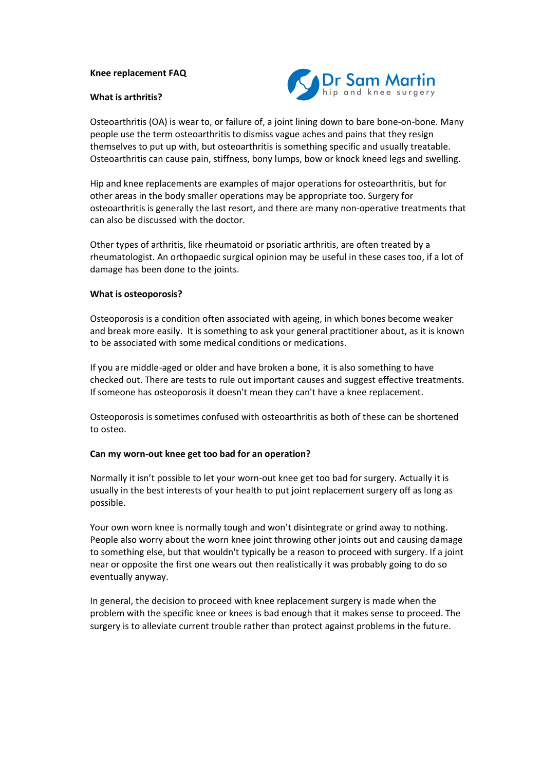# Knee replacement FAQ

Dr Sam Martin
hip and knee surgery

## What is arthritis?

Osteoarthritis (OA) is wear to, or failure of, a joint lining down to bare bone-on-bone. Many people use the term osteoarthritis to dismiss vague aches and pains that they resign themselves to put up with, but osteoarthritis is something specific and usually treatable. Osteoarthritis can cause pain, stiffness, bony lumps, bow or knock kneed legs and swelling.

Hip and knee replacements are examples of major operations for osteoarthritis, but for other areas in the body smaller operations may be appropriate too. Surgery for osteoarthritis is generally the last resort, and there are many non-operative treatments that can also be discussed with the doctor.

Other types of arthritis, like rheumatoid or psoriatic arthritis, are often treated by a rheumatologist. An orthopaedic surgical opinion may be useful in these cases too, if a lot of damage has been done to the joints.

## What is osteoporosis?

Osteoporosis is a condition often associated with ageing, in which bones become weaker and break more easily. It is something to ask your general practitioner about, as it is known to be associated with some medical conditions or medications.

If you are middle-aged or older and have broken a bone, it is also something to have checked out. There are tests to rule out important causes and suggest effective treatments. If someone has osteoporosis it doesn't mean they can't have a knee replacement.

Osteoporosis is sometimes confused with osteoarthritis as both of these can be shortened to osteo.

## Can my worn-out knee get too bad for an operation?

Normally it isn't possible to let your worn-out knee get too bad for surgery. Actually it is usually in the best interests of your health to put joint replacement surgery off as long as possible.

Your own worn knee is normally tough and won't disintegrate or grind away to nothing. People also worry about the worn knee joint throwing other joints out and causing damage to something else, but that wouldn't typically be a reason to proceed with surgery. If a joint near or opposite the first one wears out then realistically it was probably going to do so eventually anyway.

In general, the decision to proceed with knee replacement surgery is made when the problem with the specific knee or knees is bad enough that it makes sense to proceed. The surgery is to alleviate current trouble rather than protect against problems in the future.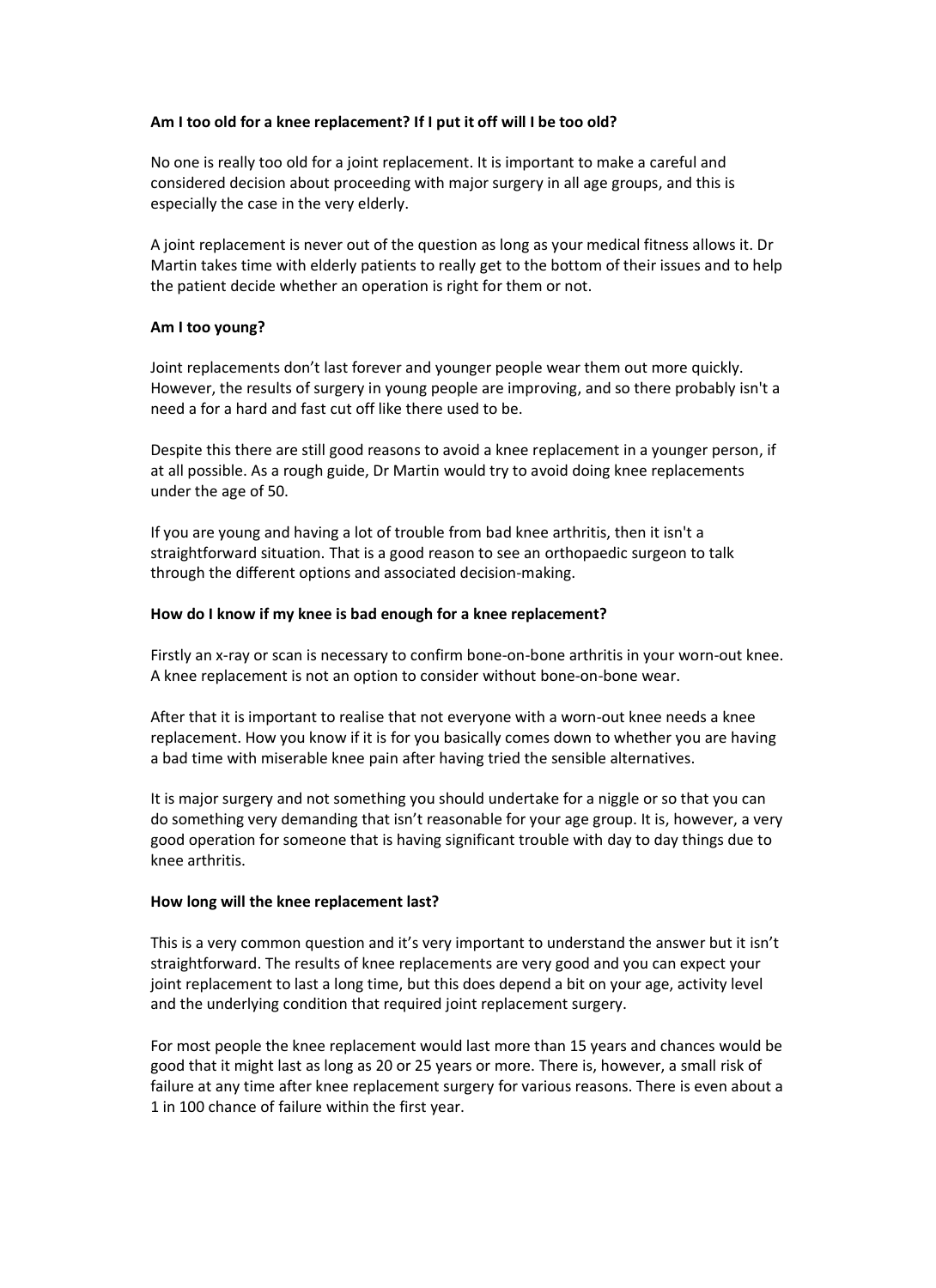**Am I too old for a knee replacement? If I put it off will I be too old?**

No one is really too old for a joint replacement. It is important to make a careful and considered decision about proceeding with major surgery in all age groups, and this is especially the case in the very elderly.

A joint replacement is never out of the question as long as your medical fitness allows it. Dr Martin takes time with elderly patients to really get to the bottom of their issues and to help the patient decide whether an operation is right for them or not.

**Am I too young?**

Joint replacements don't last forever and younger people wear them out more quickly. However, the results of surgery in young people are improving, and so there probably isn't a need a for a hard and fast cut off like there used to be.

Despite this there are still good reasons to avoid a knee replacement in a younger person, if at all possible. As a rough guide, Dr Martin would try to avoid doing knee replacements under the age of 50.

If you are young and having a lot of trouble from bad knee arthritis, then it isn't a straightforward situation. That is a good reason to see an orthopaedic surgeon to talk through the different options and associated decision-making.

**How do I know if my knee is bad enough for a knee replacement?**

Firstly an x-ray or scan is necessary to confirm bone-on-bone arthritis in your worn-out knee. A knee replacement is not an option to consider without bone-on-bone wear.

After that it is important to realise that not everyone with a worn-out knee needs a knee replacement. How you know if it is for you basically comes down to whether you are having a bad time with miserable knee pain after having tried the sensible alternatives.

It is major surgery and not something you should undertake for a niggle or so that you can do something very demanding that isn't reasonable for your age group. It is, however, a very good operation for someone that is having significant trouble with day to day things due to knee arthritis.

**How long will the knee replacement last?**

This is a very common question and it's very important to understand the answer but it isn't straightforward. The results of knee replacements are very good and you can expect your joint replacement to last a long time, but this does depend a bit on your age, activity level and the underlying condition that required joint replacement surgery.

For most people the knee replacement would last more than 15 years and chances would be good that it might last as long as 20 or 25 years or more. There is, however, a small risk of failure at any time after knee replacement surgery for various reasons. There is even about a 1 in 100 chance of failure within the first year.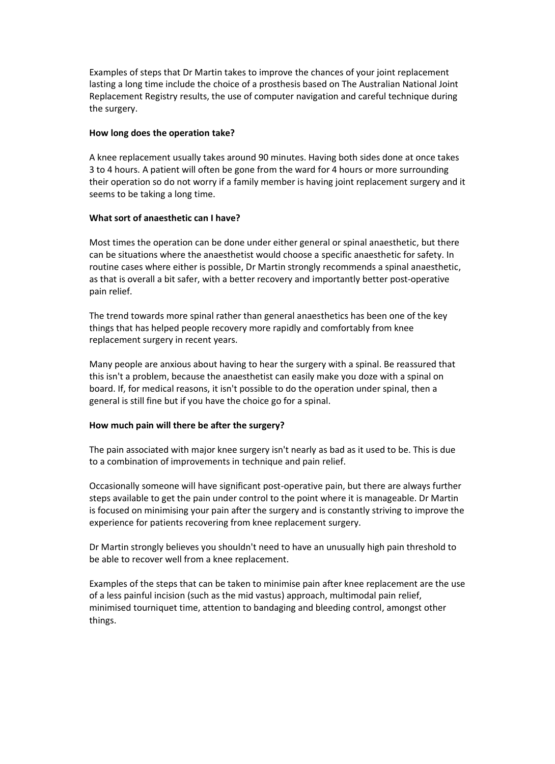Examples of steps that Dr Martin takes to improve the chances of your joint replacement lasting a long time include the choice of a prosthesis based on The Australian National Joint Replacement Registry results, the use of computer navigation and careful technique during the surgery.

**How long does the operation take?**

A knee replacement usually takes around 90 minutes. Having both sides done at once takes 3 to 4 hours. A patient will often be gone from the ward for 4 hours or more surrounding their operation so do not worry if a family member is having joint replacement surgery and it seems to be taking a long time.

**What sort of anaesthetic can I have?**

Most times the operation can be done under either general or spinal anaesthetic, but there can be situations where the anaesthetist would choose a specific anaesthetic for safety. In routine cases where either is possible, Dr Martin strongly recommends a spinal anaesthetic, as that is overall a bit safer, with a better recovery and importantly better post-operative pain relief.

The trend towards more spinal rather than general anaesthetics has been one of the key things that has helped people recovery more rapidly and comfortably from knee replacement surgery in recent years.

Many people are anxious about having to hear the surgery with a spinal. Be reassured that this isn't a problem, because the anaesthetist can easily make you doze with a spinal on board. If, for medical reasons, it isn't possible to do the operation under spinal, then a general is still fine but if you have the choice go for a spinal.

**How much pain will there be after the surgery?**

The pain associated with major knee surgery isn't nearly as bad as it used to be. This is due to a combination of improvements in technique and pain relief.

Occasionally someone will have significant post-operative pain, but there are always further steps available to get the pain under control to the point where it is manageable. Dr Martin is focused on minimising your pain after the surgery and is constantly striving to improve the experience for patients recovering from knee replacement surgery.

Dr Martin strongly believes you shouldn't need to have an unusually high pain threshold to be able to recover well from a knee replacement.

Examples of the steps that can be taken to minimise pain after knee replacement are the use of a less painful incision (such as the mid vastus) approach, multimodal pain relief, minimised tourniquet time, attention to bandaging and bleeding control, amongst other things.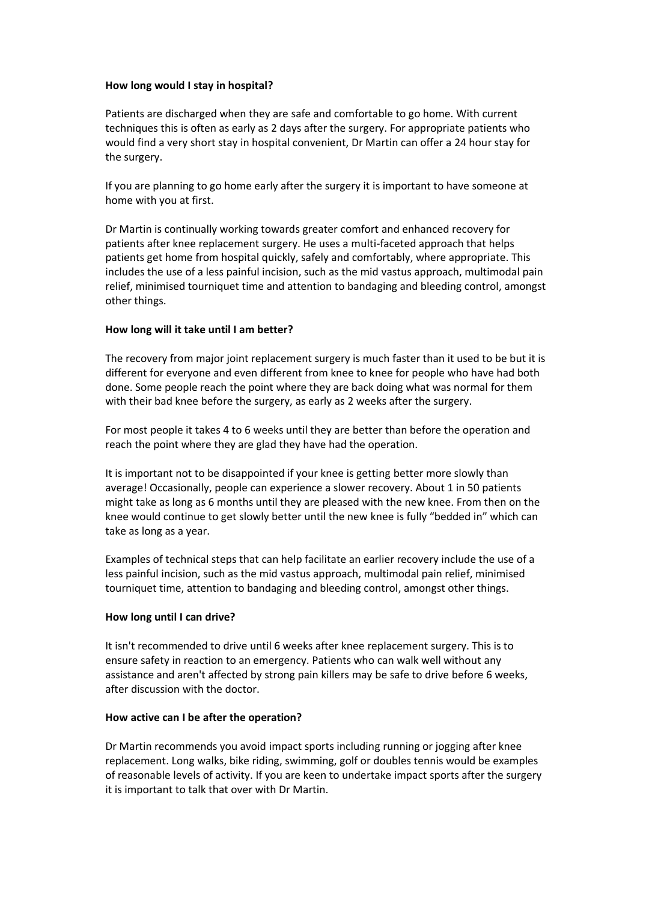**How long would I stay in hospital?**

Patients are discharged when they are safe and comfortable to go home. With current techniques this is often as early as 2 days after the surgery. For appropriate patients who would find a very short stay in hospital convenient, Dr Martin can offer a 24 hour stay for the surgery.

If you are planning to go home early after the surgery it is important to have someone at home with you at first.

Dr Martin is continually working towards greater comfort and enhanced recovery for patients after knee replacement surgery. He uses a multi-faceted approach that helps patients get home from hospital quickly, safely and comfortably, where appropriate. This includes the use of a less painful incision, such as the mid vastus approach, multimodal pain relief, minimised tourniquet time and attention to bandaging and bleeding control, amongst other things.

**How long will it take until I am better?**

The recovery from major joint replacement surgery is much faster than it used to be but it is different for everyone and even different from knee to knee for people who have had both done. Some people reach the point where they are back doing what was normal for them with their bad knee before the surgery, as early as 2 weeks after the surgery.

For most people it takes 4 to 6 weeks until they are better than before the operation and reach the point where they are glad they have had the operation.

It is important not to be disappointed if your knee is getting better more slowly than average! Occasionally, people can experience a slower recovery. About 1 in 50 patients might take as long as 6 months until they are pleased with the new knee. From then on the knee would continue to get slowly better until the new knee is fully "bedded in" which can take as long as a year.

Examples of technical steps that can help facilitate an earlier recovery include the use of a less painful incision, such as the mid vastus approach, multimodal pain relief, minimised tourniquet time, attention to bandaging and bleeding control, amongst other things.

**How long until I can drive?**

It isn't recommended to drive until 6 weeks after knee replacement surgery. This is to ensure safety in reaction to an emergency. Patients who can walk well without any assistance and aren't affected by strong pain killers may be safe to drive before 6 weeks, after discussion with the doctor.

**How active can I be after the operation?**

Dr Martin recommends you avoid impact sports including running or jogging after knee replacement. Long walks, bike riding, swimming, golf or doubles tennis would be examples of reasonable levels of activity. If you are keen to undertake impact sports after the surgery it is important to talk that over with Dr Martin.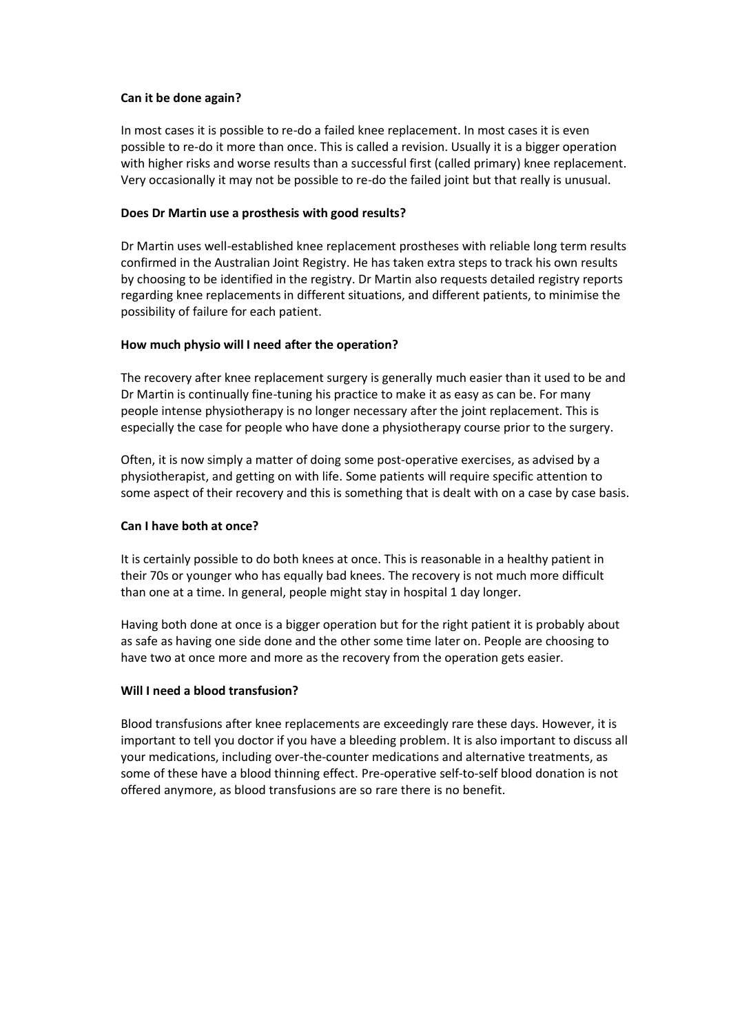**Can it be done again?**

In most cases it is possible to re-do a failed knee replacement. In most cases it is even possible to re-do it more than once. This is called a revision. Usually it is a bigger operation with higher risks and worse results than a successful first (called primary) knee replacement. Very occasionally it may not be possible to re-do the failed joint but that really is unusual.

**Does Dr Martin use a prosthesis with good results?**

Dr Martin uses well-established knee replacement prostheses with reliable long term results confirmed in the Australian Joint Registry. He has taken extra steps to track his own results by choosing to be identified in the registry. Dr Martin also requests detailed registry reports regarding knee replacements in different situations, and different patients, to minimise the possibility of failure for each patient.

**How much physio will I need after the operation?**

The recovery after knee replacement surgery is generally much easier than it used to be and Dr Martin is continually fine-tuning his practice to make it as easy as can be. For many people intense physiotherapy is no longer necessary after the joint replacement. This is especially the case for people who have done a physiotherapy course prior to the surgery.

Often, it is now simply a matter of doing some post-operative exercises, as advised by a physiotherapist, and getting on with life. Some patients will require specific attention to some aspect of their recovery and this is something that is dealt with on a case by case basis.

**Can I have both at once?**

It is certainly possible to do both knees at once. This is reasonable in a healthy patient in their 70s or younger who has equally bad knees. The recovery is not much more difficult than one at a time. In general, people might stay in hospital 1 day longer.

Having both done at once is a bigger operation but for the right patient it is probably about as safe as having one side done and the other some time later on. People are choosing to have two at once more and more as the recovery from the operation gets easier.

**Will I need a blood transfusion?**

Blood transfusions after knee replacements are exceedingly rare these days. However, it is important to tell you doctor if you have a bleeding problem. It is also important to discuss all your medications, including over-the-counter medications and alternative treatments, as some of these have a blood thinning effect. Pre-operative self-to-self blood donation is not offered anymore, as blood transfusions are so rare there is no benefit.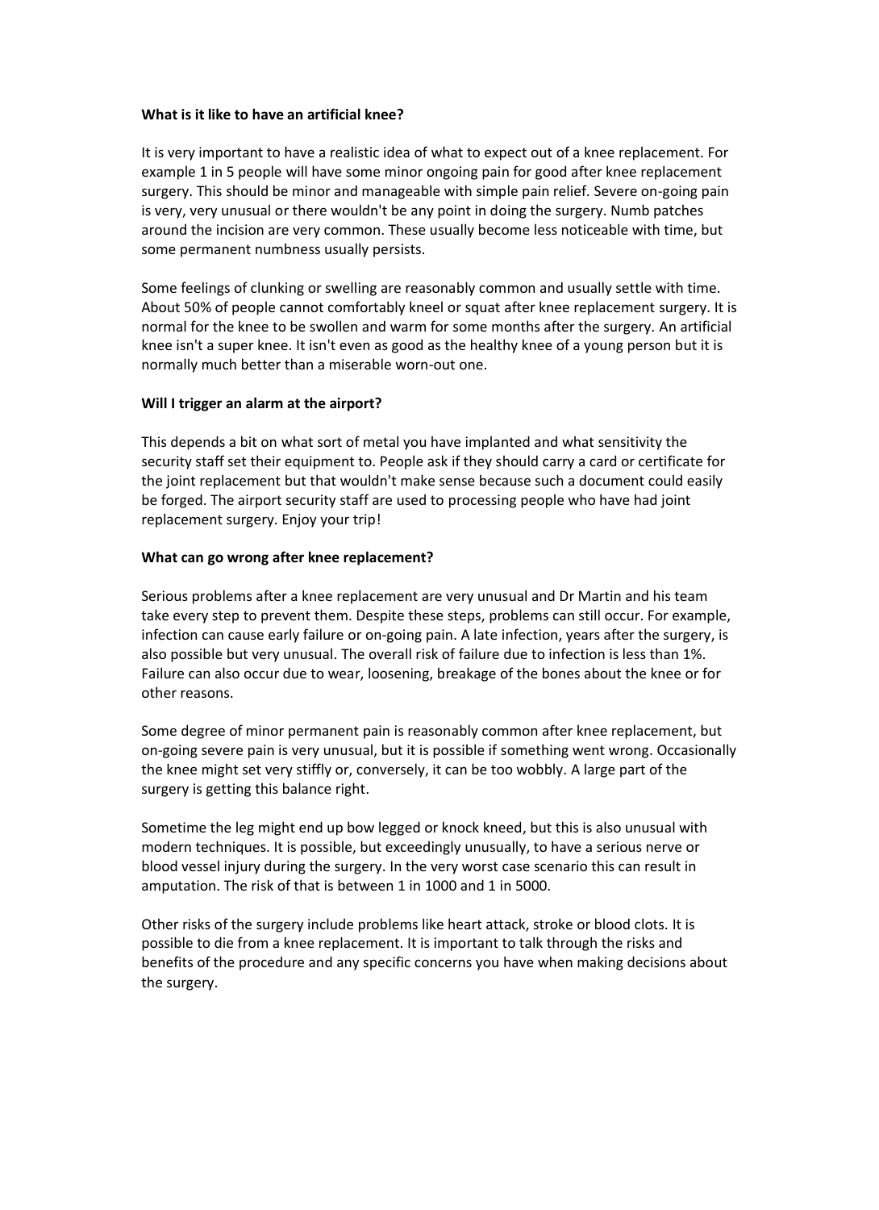**What is it like to have an artificial knee?**

It is very important to have a realistic idea of what to expect out of a knee replacement. For example 1 in 5 people will have some minor ongoing pain for good after knee replacement surgery. This should be minor and manageable with simple pain relief. Severe on-going pain is very, very unusual or there wouldn't be any point in doing the surgery. Numb patches around the incision are very common. These usually become less noticeable with time, but some permanent numbness usually persists.

Some feelings of clunking or swelling are reasonably common and usually settle with time. About 50% of people cannot comfortably kneel or squat after knee replacement surgery. It is normal for the knee to be swollen and warm for some months after the surgery. An artificial knee isn't a super knee. It isn't even as good as the healthy knee of a young person but it is normally much better than a miserable worn-out one.

**Will I trigger an alarm at the airport?**

This depends a bit on what sort of metal you have implanted and what sensitivity the security staff set their equipment to. People ask if they should carry a card or certificate for the joint replacement but that wouldn't make sense because such a document could easily be forged. The airport security staff are used to processing people who have had joint replacement surgery. Enjoy your trip!

**What can go wrong after knee replacement?**

Serious problems after a knee replacement are very unusual and Dr Martin and his team take every step to prevent them. Despite these steps, problems can still occur. For example, infection can cause early failure or on-going pain. A late infection, years after the surgery, is also possible but very unusual. The overall risk of failure due to infection is less than 1%. Failure can also occur due to wear, loosening, breakage of the bones about the knee or for other reasons.

Some degree of minor permanent pain is reasonably common after knee replacement, but on-going severe pain is very unusual, but it is possible if something went wrong. Occasionally the knee might set very stiffly or, conversely, it can be too wobbly. A large part of the surgery is getting this balance right.

Sometime the leg might end up bow legged or knock kneed, but this is also unusual with modern techniques. It is possible, but exceedingly unusually, to have a serious nerve or blood vessel injury during the surgery. In the very worst case scenario this can result in amputation. The risk of that is between 1 in 1000 and 1 in 5000.

Other risks of the surgery include problems like heart attack, stroke or blood clots. It is possible to die from a knee replacement. It is important to talk through the risks and benefits of the procedure and any specific concerns you have when making decisions about the surgery.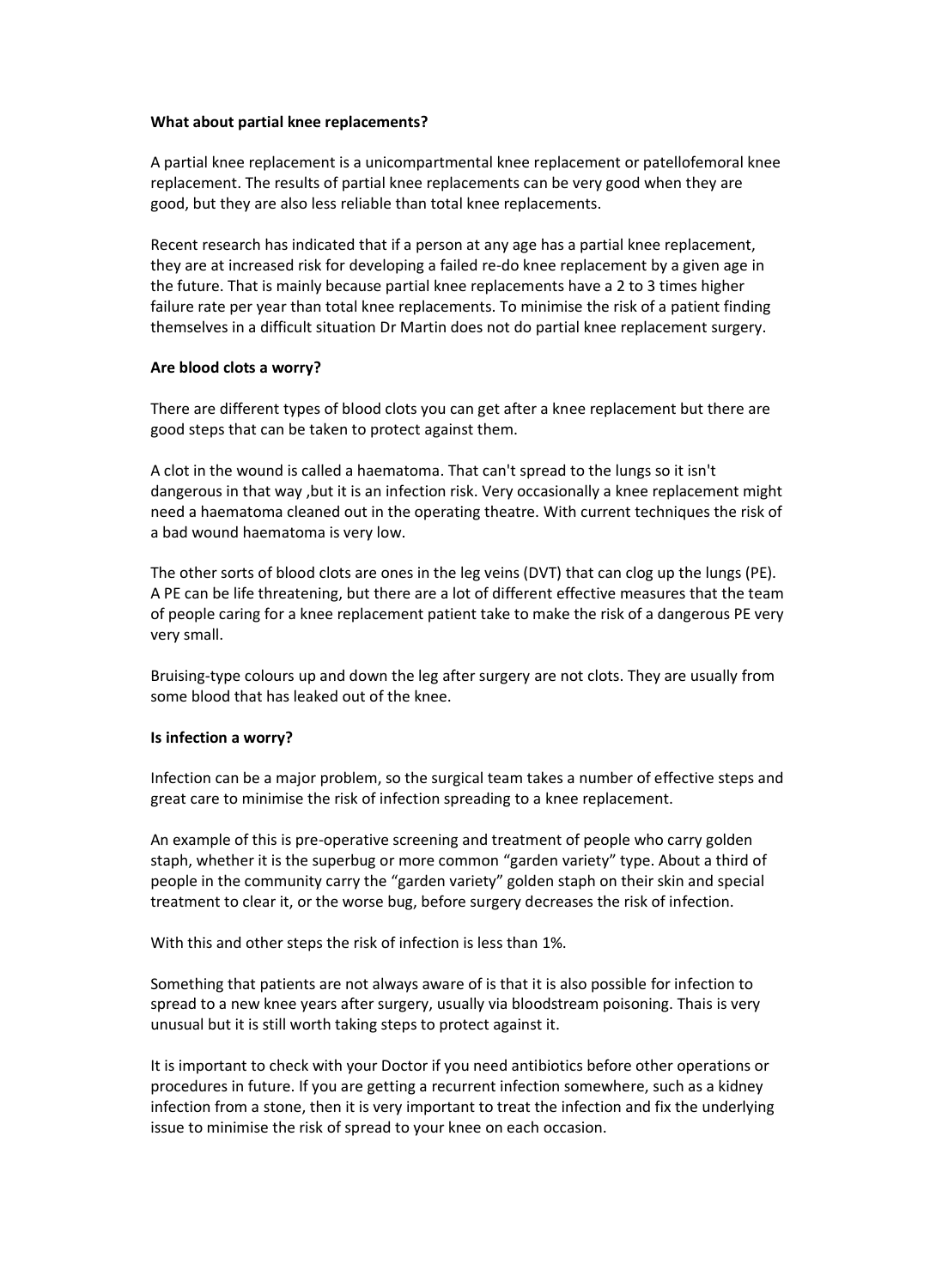**What about partial knee replacements?**

A partial knee replacement is a unicompartmental knee replacement or patellofemoral knee replacement. The results of partial knee replacements can be very good when they are good, but they are also less reliable than total knee replacements.

Recent research has indicated that if a person at any age has a partial knee replacement, they are at increased risk for developing a failed re-do knee replacement by a given age in the future. That is mainly because partial knee replacements have a 2 to 3 times higher failure rate per year than total knee replacements. To minimise the risk of a patient finding themselves in a difficult situation Dr Martin does not do partial knee replacement surgery.

**Are blood clots a worry?**

There are different types of blood clots you can get after a knee replacement but there are good steps that can be taken to protect against them.

A clot in the wound is called a haematoma. That can't spread to the lungs so it isn't dangerous in that way ,but it is an infection risk. Very occasionally a knee replacement might need a haematoma cleaned out in the operating theatre. With current techniques the risk of a bad wound haematoma is very low.

The other sorts of blood clots are ones in the leg veins (DVT) that can clog up the lungs (PE). A PE can be life threatening, but there are a lot of different effective measures that the team of people caring for a knee replacement patient take to make the risk of a dangerous PE very very small.

Bruising-type colours up and down the leg after surgery are not clots. They are usually from some blood that has leaked out of the knee.

**Is infection a worry?**

Infection can be a major problem, so the surgical team takes a number of effective steps and great care to minimise the risk of infection spreading to a knee replacement.

An example of this is pre-operative screening and treatment of people who carry golden staph, whether it is the superbug or more common "garden variety" type. About a third of people in the community carry the "garden variety" golden staph on their skin and special treatment to clear it, or the worse bug, before surgery decreases the risk of infection.

With this and other steps the risk of infection is less than 1%.

Something that patients are not always aware of is that it is also possible for infection to spread to a new knee years after surgery, usually via bloodstream poisoning. Thais is very unusual but it is still worth taking steps to protect against it.

It is important to check with your Doctor if you need antibiotics before other operations or procedures in future. If you are getting a recurrent infection somewhere, such as a kidney infection from a stone, then it is very important to treat the infection and fix the underlying issue to minimise the risk of spread to your knee on each occasion.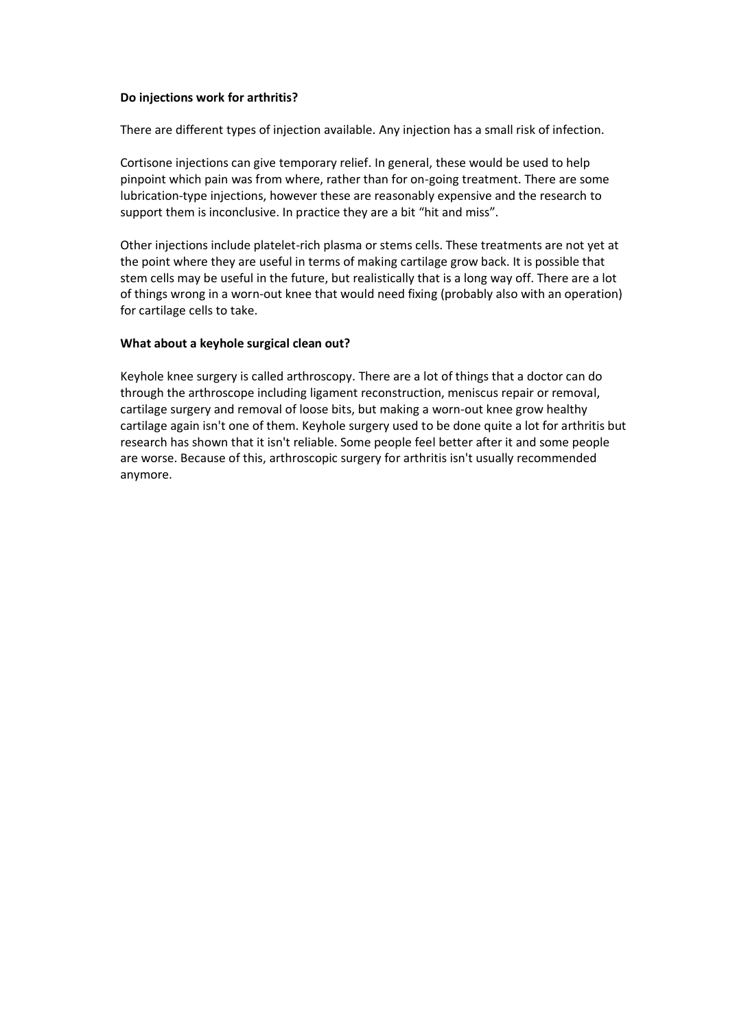**Do injections work for arthritis?**

There are different types of injection available. Any injection has a small risk of infection.

Cortisone injections can give temporary relief. In general, these would be used to help pinpoint which pain was from where, rather than for on-going treatment. There are some lubrication-type injections, however these are reasonably expensive and the research to support them is inconclusive. In practice they are a bit “hit and miss”.

Other injections include platelet-rich plasma or stems cells. These treatments are not yet at the point where they are useful in terms of making cartilage grow back. It is possible that stem cells may be useful in the future, but realistically that is a long way off. There are a lot of things wrong in a worn-out knee that would need fixing (probably also with an operation) for cartilage cells to take.

**What about a keyhole surgical clean out?**

Keyhole knee surgery is called arthroscopy. There are a lot of things that a doctor can do through the arthroscope including ligament reconstruction, meniscus repair or removal, cartilage surgery and removal of loose bits, but making a worn-out knee grow healthy cartilage again isn't one of them. Keyhole surgery used to be done quite a lot for arthritis but research has shown that it isn't reliable. Some people feel better after it and some people are worse. Because of this, arthroscopic surgery for arthritis isn't usually recommended anymore.